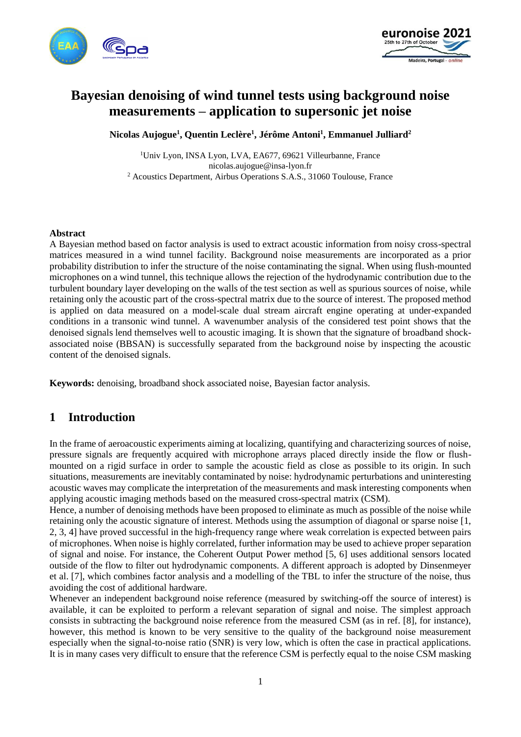# Bayesian denoising of wind tunnel tests using background noise measurements – application to supersonic jet noise

**Nicolas Aujogue[1], Quentin Leclère[1], Jérôme Antoni[1], Emmanuel Julliard[2]**

[1]Univ Lyon, INSA Lyon, LVA, EA677, 69621 Villeurbanne, France
nicolas.aujogue@insa-lyon.fr
[2] Acoustics Department, Airbus Operations S.A.S., 31060 Toulouse, France

**Abstract**

A Bayesian method based on factor analysis is used to extract acoustic information from noisy cross-spectral matrices measured in a wind tunnel facility. Background noise measurements are incorporated as a prior probability distribution to infer the structure of the noise contaminating the signal. When using flush-mounted microphones on a wind tunnel, this technique allows the rejection of the hydrodynamic contribution due to the turbulent boundary layer developing on the walls of the test section as well as spurious sources of noise, while retaining only the acoustic part of the cross-spectral matrix due to the source of interest. The proposed method is applied on data measured on a model-scale dual stream aircraft engine operating at under-expanded conditions in a transonic wind tunnel. A wavenumber analysis of the considered test point shows that the denoised signals lend themselves well to acoustic imaging. It is shown that the signature of broadband shock-associated noise (BBSAN) is successfully separated from the background noise by inspecting the acoustic content of the denoised signals.

**Keywords:** denoising, broadband shock associated noise, Bayesian factor analysis.

## 1 Introduction

In the frame of aeroacoustic experiments aiming at localizing, quantifying and characterizing sources of noise, pressure signals are frequently acquired with microphone arrays placed directly inside the flow or flush-mounted on a rigid surface in order to sample the acoustic field as close as possible to its origin. In such situations, measurements are inevitably contaminated by noise: hydrodynamic perturbations and uninteresting acoustic waves may complicate the interpretation of the measurements and mask interesting components when applying acoustic imaging methods based on the measured cross-spectral matrix (CSM).

Hence, a number of denoising methods have been proposed to eliminate as much as possible of the noise while retaining only the acoustic signature of interest. Methods using the assumption of diagonal or sparse noise [1, 2, 3, 4] have proved successful in the high-frequency range where weak correlation is expected between pairs of microphones. When noise is highly correlated, further information may be used to achieve proper separation of signal and noise. For instance, the Coherent Output Power method [5, 6] uses additional sensors located outside of the flow to filter out hydrodynamic components. A different approach is adopted by Dinsenmeyer et al. [7], which combines factor analysis and a modelling of the TBL to infer the structure of the noise, thus avoiding the cost of additional hardware.

Whenever an independent background noise reference (measured by switching-off the source of interest) is available, it can be exploited to perform a relevant separation of signal and noise. The simplest approach consists in subtracting the background noise reference from the measured CSM (as in ref. [8], for instance), however, this method is known to be very sensitive to the quality of the background noise measurement especially when the signal-to-noise ratio (SNR) is very low, which is often the case in practical applications. It is in many cases very difficult to ensure that the reference CSM is perfectly equal to the noise CSM masking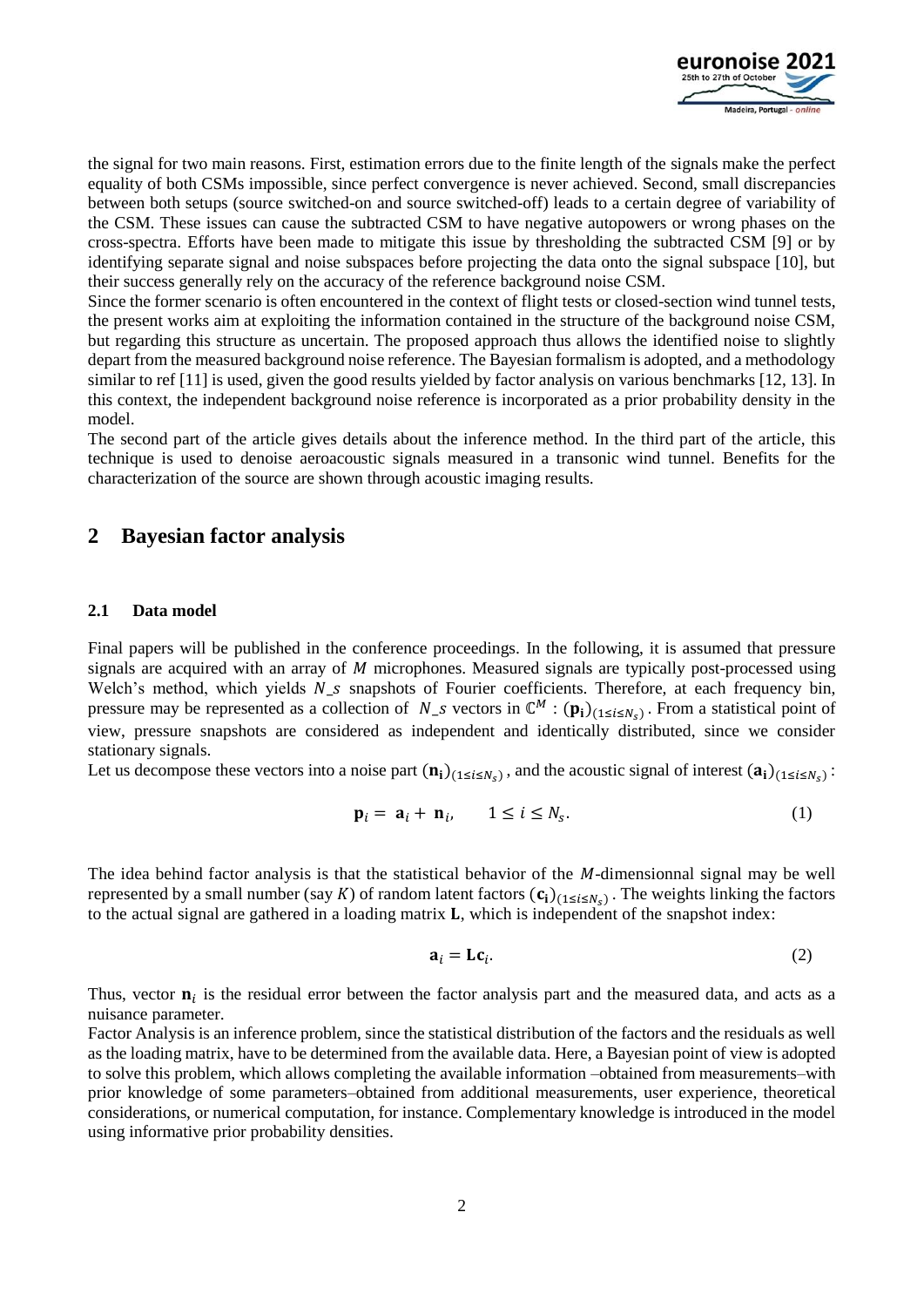the signal for two main reasons. First, estimation errors due to the finite length of the signals make the perfect equality of both CSMs impossible, since perfect convergence is never achieved. Second, small discrepancies between both setups (source switched-on and source switched-off) leads to a certain degree of variability of the CSM. These issues can cause the subtracted CSM to have negative autopowers or wrong phases on the cross-spectra. Efforts have been made to mitigate this issue by thresholding the subtracted CSM [9] or by identifying separate signal and noise subspaces before projecting the data onto the signal subspace [10], but their success generally rely on the accuracy of the reference background noise CSM.

Since the former scenario is often encountered in the context of flight tests or closed-section wind tunnel tests, the present works aim at exploiting the information contained in the structure of the background noise CSM, but regarding this structure as uncertain. The proposed approach thus allows the identified noise to slightly depart from the measured background noise reference. The Bayesian formalism is adopted, and a methodology similar to ref [11] is used, given the good results yielded by factor analysis on various benchmarks [12, 13]. In this context, the independent background noise reference is incorporated as a prior probability density in the model.

The second part of the article gives details about the inference method. In the third part of the article, this technique is used to denoise aeroacoustic signals measured in a transonic wind tunnel. Benefits for the characterization of the source are shown through acoustic imaging results.

# 2 Bayesian factor analysis

## 2.1 Data model

Final papers will be published in the conference proceedings. In the following, it is assumed that pressure signals are acquired with an array of $M$ microphones. Measured signals are typically post-processed using Welch's method, which yields $N\_s$ snapshots of Fourier coefficients. Therefore, at each frequency bin, pressure may be represented as a collection of $N\_s$ vectors in $\mathbb{C}^M$ : $(\mathbf{p_i})_{(1\leq i\leq N_s)}$. From a statistical point of view, pressure snapshots are considered as independent and identically distributed, since we consider stationary signals.

Let us decompose these vectors into a noise part $(\mathbf{n_i})_{(1\leq i\leq N_s)}$, and the acoustic signal of interest $(\mathbf{a_i})_{(1\leq i\leq N_s)}$:

$$\mathbf{p}_i = \mathbf{a}_i + \mathbf{n}_i, \qquad 1 \leq i \leq N_s. \tag{1}$$

The idea behind factor analysis is that the statistical behavior of the $M$-dimensionnal signal may be well represented by a small number (say $K$) of random latent factors $(\mathbf{c_i})_{(1\leq i\leq N_s)}$. The weights linking the factors to the actual signal are gathered in a loading matrix $\mathbf{L}$, which is independent of the snapshot index:

$$\mathbf{a}_i = \mathbf{L}\mathbf{c}_i. \tag{2}$$

Thus, vector $\mathbf{n}_i$ is the residual error between the factor analysis part and the measured data, and acts as a nuisance parameter.

Factor Analysis is an inference problem, since the statistical distribution of the factors and the residuals as well as the loading matrix, have to be determined from the available data. Here, a Bayesian point of view is adopted to solve this problem, which allows completing the available information –obtained from measurements–with prior knowledge of some parameters–obtained from additional measurements, user experience, theoretical considerations, or numerical computation, for instance. Complementary knowledge is introduced in the model using informative prior probability densities.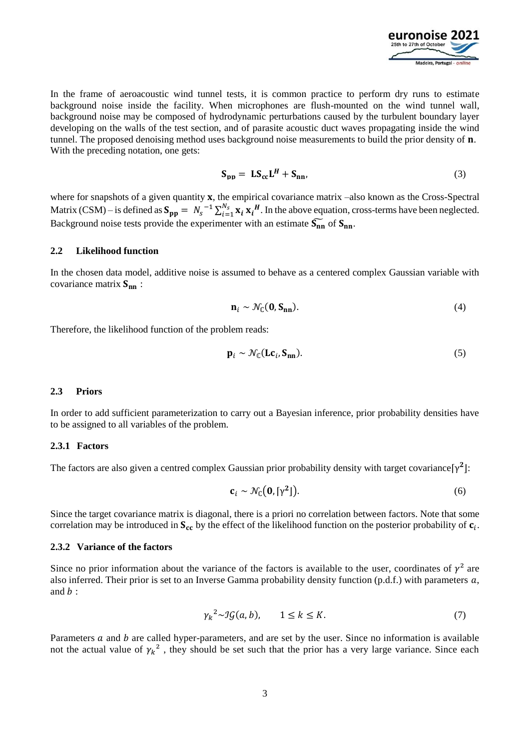In the frame of aeroacoustic wind tunnel tests, it is common practice to perform dry runs to estimate background noise inside the facility. When microphones are flush-mounted on the wind tunnel wall, background noise may be composed of hydrodynamic perturbations caused by the turbulent boundary layer developing on the walls of the test section, and of parasite acoustic duct waves propagating inside the wind tunnel. The proposed denoising method uses background noise measurements to build the prior density of $\mathbf{n}$. With the preceding notation, one gets:

$$\mathbf{S_{pp}} = \mathbf{L}\mathbf{S_{cc}}\mathbf{L}^H + \mathbf{S_{nn}}, \tag{3}$$

where for snapshots of a given quantity $\mathbf{x}$, the empirical covariance matrix –also known as the Cross-Spectral Matrix (CSM) – is defined as $\mathbf{S_{pp}} = N_s^{-1} \sum_{i=1}^{N_s} \mathbf{x}_i \mathbf{x}_i^H$. In the above equation, cross-terms have been neglected. Background noise tests provide the experimenter with an estimate $\widetilde{\mathbf{S_{nn}}}$ of $\mathbf{S_{nn}}$.

### 2.2 Likelihood function

In the chosen data model, additive noise is assumed to behave as a centered complex Gaussian variable with covariance matrix $\mathbf{S_{nn}}$ :

$$\mathbf{n}_i \sim \mathcal{N}_{\mathbb{C}}(\mathbf{0}, \mathbf{S_{nn}}). \tag{4}$$

Therefore, the likelihood function of the problem reads:

$$\mathbf{p}_i \sim \mathcal{N}_{\mathbb{C}}(\mathbf{L}\mathbf{c}_i, \mathbf{S_{nn}}). \tag{5}$$

### 2.3 Priors

In order to add sufficient parameterization to carry out a Bayesian inference, prior probability densities have to be assigned to all variables of the problem.

#### 2.3.1 Factors

The factors are also given a centred complex Gaussian prior probability density with target covariance$\lceil \boldsymbol{\gamma}^2 \rfloor$:

$$\mathbf{c}_i \sim \mathcal{N}_{\mathbb{C}}(\mathbf{0}, \lceil \boldsymbol{\gamma}^2 \rfloor). \tag{6}$$

Since the target covariance matrix is diagonal, there is a priori no correlation between factors. Note that some correlation may be introduced in $\mathbf{S_{cc}}$ by the effect of the likelihood function on the posterior probability of $\mathbf{c}_i$.

#### 2.3.2 Variance of the factors

Since no prior information about the variance of the factors is available to the user, coordinates of $\gamma^2$ are also inferred. Their prior is set to an Inverse Gamma probability density function (p.d.f.) with parameters $a$, and $b$ :

$$\gamma_k^2 \sim \mathcal{IG}(a, b), \qquad 1 \leq k \leq K. \tag{7}$$

Parameters $a$ and $b$ are called hyper-parameters, and are set by the user. Since no information is available not the actual value of $\gamma_k^2$ , they should be set such that the prior has a very large variance. Since each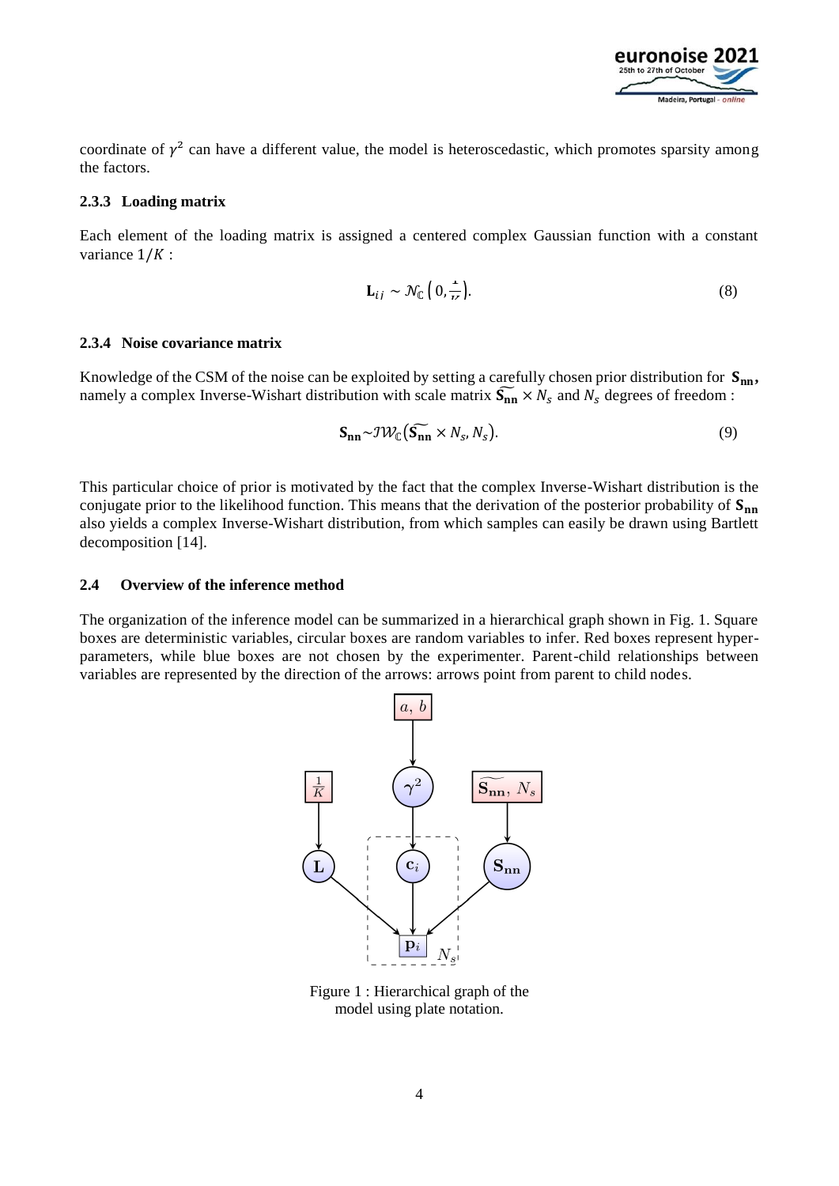coordinate of $\gamma^2$ can have a different value, the model is heteroscedastic, which promotes sparsity among the factors.

### 2.3.3 Loading matrix

Each element of the loading matrix is assigned a centered complex Gaussian function with a constant variance $1/K$ :

$$\mathbf{L}_{ij} \sim \mathcal{N}_{\mathbb{C}}\left(0, \frac{1}{K}\right). \tag{8}$$

### 2.3.4 Noise covariance matrix

Knowledge of the CSM of the noise can be exploited by setting a carefully chosen prior distribution for $\mathbf{S_{nn}}$, namely a complex Inverse-Wishart distribution with scale matrix $\widetilde{\mathbf{S_{nn}}} \times N_s$ and $N_s$ degrees of freedom :

$$\mathbf{S_{nn}} \sim \mathcal{IW}_{\mathbb{C}}\left(\widetilde{\mathbf{S_{nn}}} \times N_s, N_s\right). \tag{9}$$

This particular choice of prior is motivated by the fact that the complex Inverse-Wishart distribution is the conjugate prior to the likelihood function. This means that the derivation of the posterior probability of $\mathbf{S_{nn}}$ also yields a complex Inverse-Wishart distribution, from which samples can easily be drawn using Bartlett decomposition [14].

## 2.4 Overview of the inference method

The organization of the inference model can be summarized in a hierarchical graph shown in Fig. 1. Square boxes are deterministic variables, circular boxes are random variables to infer. Red boxes represent hyper-parameters, while blue boxes are not chosen by the experimenter. Parent-child relationships between variables are represented by the direction of the arrows: arrows point from parent to child nodes.

Figure 1 : Hierarchical graph of the model using plate notation.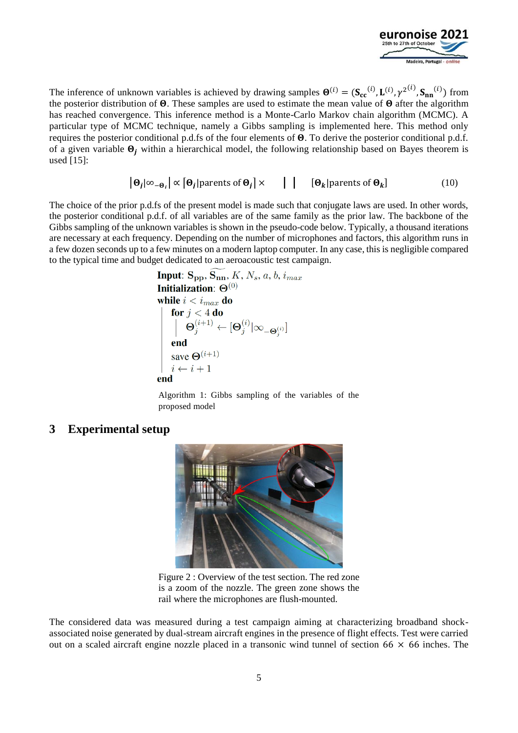The inference of unknown variables is achieved by drawing samples $\mathbf{\Theta}^{(i)} = (\mathbf{S_{cc}}^{(i)}, \mathbf{L}^{(i)}, \gamma^{2(i)}, \mathbf{S_{nn}}^{(i)})$ from the posterior distribution of $\mathbf{\Theta}$. These samples are used to estimate the mean value of $\mathbf{\Theta}$ after the algorithm has reached convergence. This inference method is a Monte-Carlo Markov chain algorithm (MCMC). A particular type of MCMC technique, namely a Gibbs sampling is implemented here. This method only requires the posterior conditional p.d.fs of the four elements of $\mathbf{\Theta}$. To derive the posterior conditional p.d.f. of a given variable $\mathbf{\Theta}_j$ within a hierarchical model, the following relationship based on Bayes theorem is used [15]:

$$\left|\mathbf{\Theta}_j\middle|\infty_{-\mathbf{\Theta}_j}\right| \propto \left[\mathbf{\Theta}_j\middle|\text{parents of }\mathbf{\Theta}_j\right] \times \quad \left|\quad\right| \quad \left[\mathbf{\Theta}_k\middle|\text{parents of }\mathbf{\Theta}_k\right] \tag{10}$$

The choice of the prior p.d.fs of the present model is made such that conjugate laws are used. In other words, the posterior conditional p.d.f. of all variables are of the same family as the prior law. The backbone of the Gibbs sampling of the unknown variables is shown in the pseudo-code below. Typically, a thousand iterations are necessary at each frequency. Depending on the number of microphones and factors, this algorithm runs in a few dozen seconds up to a few minutes on a modern laptop computer. In any case, this is negligible compared to the typical time and budget dedicated to an aeroacoustic test campaign.

**Input**: $\mathbf{S_{pp}}, \widetilde{\mathbf{S_{nn}}}, K, N_s, a, b, i_{max}$
**Initialization**: $\mathbf{\Theta}^{(0)}$
**while** $i < i_{max}$ **do**
  **for** $j < 4$ **do**
    $\mathbf{\Theta}_j^{(i+1)} \leftarrow [\mathbf{\Theta}_j^{(i)} | \infty_{-\mathbf{\Theta}_j^{(i)}}]$
  **end**
  save $\mathbf{\Theta}^{(i+1)}$
  $i \leftarrow i + 1$
**end**

Algorithm 1: Gibbs sampling of the variables of the proposed model

## 3 Experimental setup

Figure 2 : Overview of the test section. The red zone is a zoom of the nozzle. The green zone shows the rail where the microphones are flush-mounted.

The considered data was measured during a test campaign aiming at characterizing broadband shock-associated noise generated by dual-stream aircraft engines in the presence of flight effects. Test were carried out on a scaled aircraft engine nozzle placed in a transonic wind tunnel of section 66 × 66 inches. The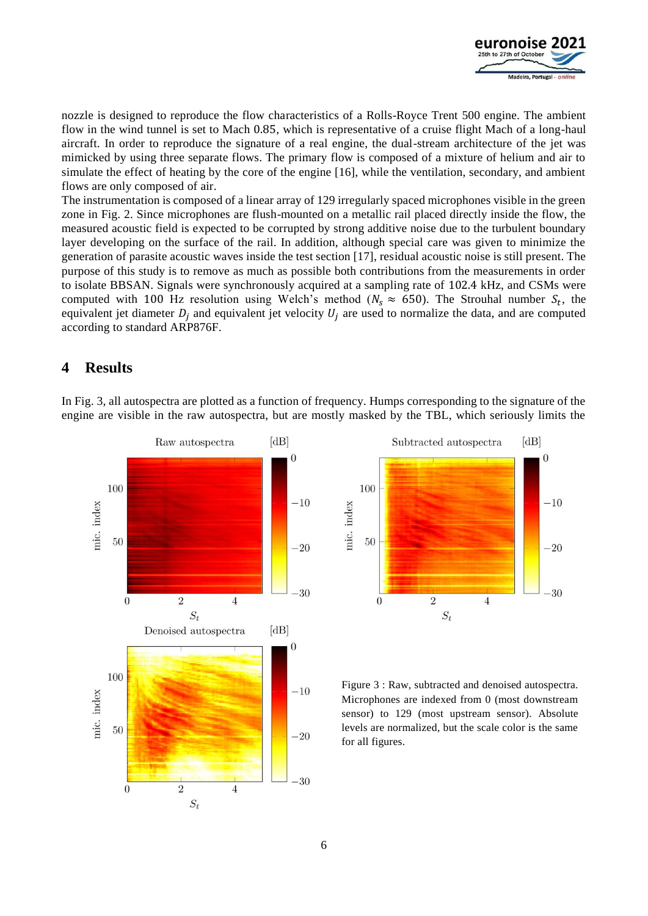nozzle is designed to reproduce the flow characteristics of a Rolls-Royce Trent 500 engine. The ambient flow in the wind tunnel is set to Mach 0.85, which is representative of a cruise flight Mach of a long-haul aircraft. In order to reproduce the signature of a real engine, the dual-stream architecture of the jet was mimicked by using three separate flows. The primary flow is composed of a mixture of helium and air to simulate the effect of heating by the core of the engine [16], while the ventilation, secondary, and ambient flows are only composed of air.
The instrumentation is composed of a linear array of 129 irregularly spaced microphones visible in the green zone in Fig. 2. Since microphones are flush-mounted on a metallic rail placed directly inside the flow, the measured acoustic field is expected to be corrupted by strong additive noise due to the turbulent boundary layer developing on the surface of the rail. In addition, although special care was given to minimize the generation of parasite acoustic waves inside the test section [17], residual acoustic noise is still present. The purpose of this study is to remove as much as possible both contributions from the measurements in order to isolate BBSAN. Signals were synchronously acquired at a sampling rate of 102.4 kHz, and CSMs were computed with 100 Hz resolution using Welch's method ($N_s \approx 650$). The Strouhal number $S_t$, the equivalent jet diameter $D_j$ and equivalent jet velocity $U_j$ are used to normalize the data, and are computed according to standard ARP876F.

## 4 Results

In Fig. 3, all autospectra are plotted as a function of frequency. Humps corresponding to the signature of the engine are visible in the raw autospectra, but are mostly masked by the TBL, which seriously limits the

Figure 3 : Raw, subtracted and denoised autospectra. Microphones are indexed from 0 (most downstream sensor) to 129 (most upstream sensor). Absolute levels are normalized, but the scale color is the same for all figures.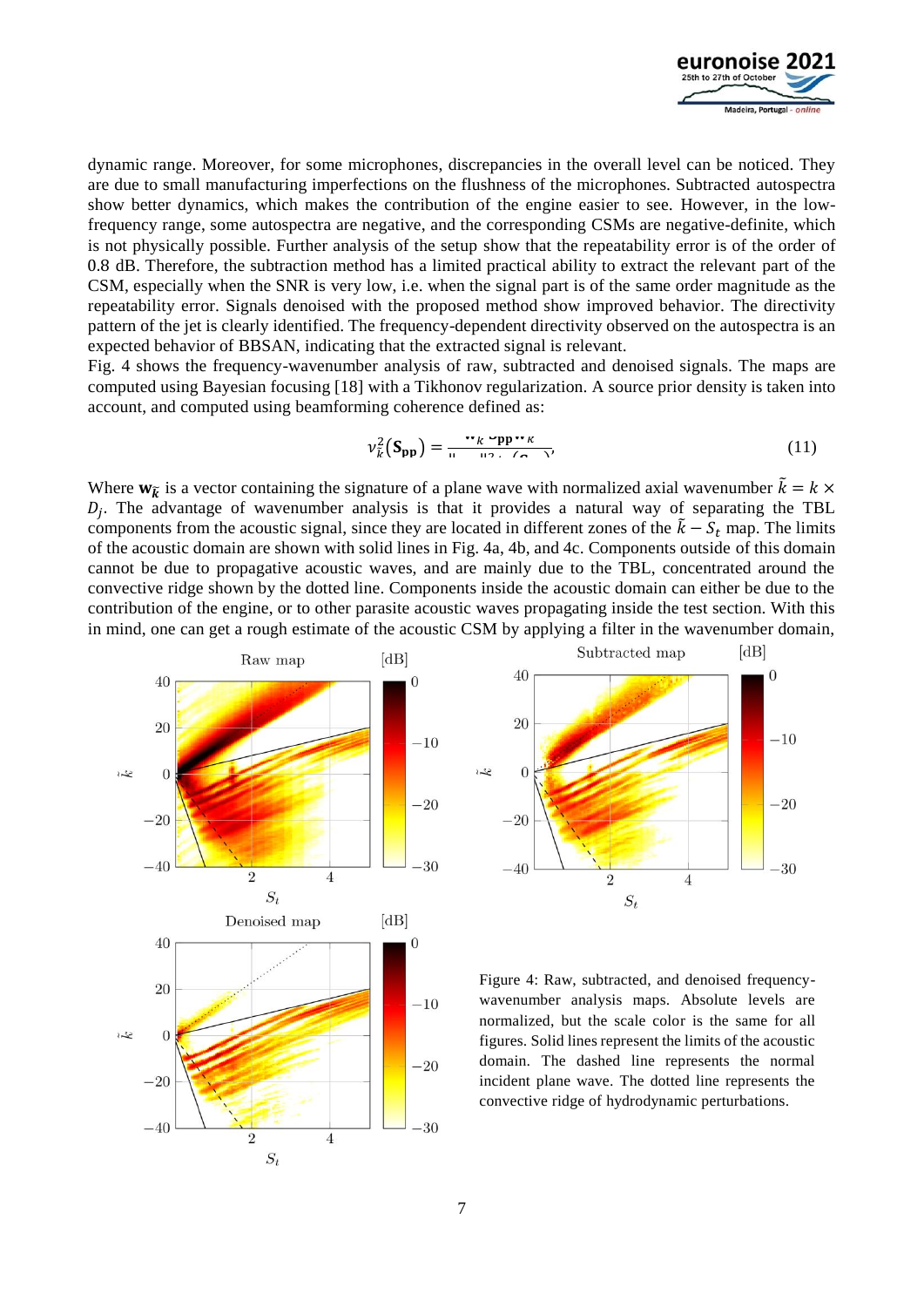dynamic range. Moreover, for some microphones, discrepancies in the overall level can be noticed. They are due to small manufacturing imperfections on the flushness of the microphones. Subtracted autospectra show better dynamics, which makes the contribution of the engine easier to see. However, in the low-frequency range, some autospectra are negative, and the corresponding CSMs are negative-definite, which is not physically possible. Further analysis of the setup show that the repeatability error is of the order of 0.8 dB. Therefore, the subtraction method has a limited practical ability to extract the relevant part of the CSM, especially when the SNR is very low, i.e. when the signal part is of the same order magnitude as the repeatability error. Signals denoised with the proposed method show improved behavior. The directivity pattern of the jet is clearly identified. The frequency-dependent directivity observed on the autospectra is an expected behavior of BBSAN, indicating that the extracted signal is relevant.

Fig. 4 shows the frequency-wavenumber analysis of raw, subtracted and denoised signals. The maps are computed using Bayesian focusing [18] with a Tikhonov regularization. A source prior density is taken into account, and computed using beamforming coherence defined as:

$$v_{\tilde{k}}^2(\mathbf{S}_{\mathbf{pp}}) = \frac{\mathbf{w}_{\tilde{k}}^H \mathbf{S}_{\mathbf{pp}} \mathbf{w}_{\tilde{k}}}{\|\mathbf{w}_{\tilde{k}}\|^2 \cdot \mathrm{tr}(\mathbf{S}_{\mathbf{pp}})}, \tag{11}$$

Where $\mathbf{w}_{\tilde{k}}$ is a vector containing the signature of a plane wave with normalized axial wavenumber $\tilde{k} = k \times D_j$. The advantage of wavenumber analysis is that it provides a natural way of separating the TBL components from the acoustic signal, since they are located in different zones of the $\tilde{k} - S_t$ map. The limits of the acoustic domain are shown with solid lines in Fig. 4a, 4b, and 4c. Components outside of this domain cannot be due to propagative acoustic waves, and are mainly due to the TBL, concentrated around the convective ridge shown by the dotted line. Components inside the acoustic domain can either be due to the contribution of the engine, or to other parasite acoustic waves propagating inside the test section. With this in mind, one can get a rough estimate of the acoustic CSM by applying a filter in the wavenumber domain,

Figure 4: Raw, subtracted, and denoised frequency-wavenumber analysis maps. Absolute levels are normalized, but the scale color is the same for all figures. Solid lines represent the limits of the acoustic domain. The dashed line represents the normal incident plane wave. The dotted line represents the convective ridge of hydrodynamic perturbations.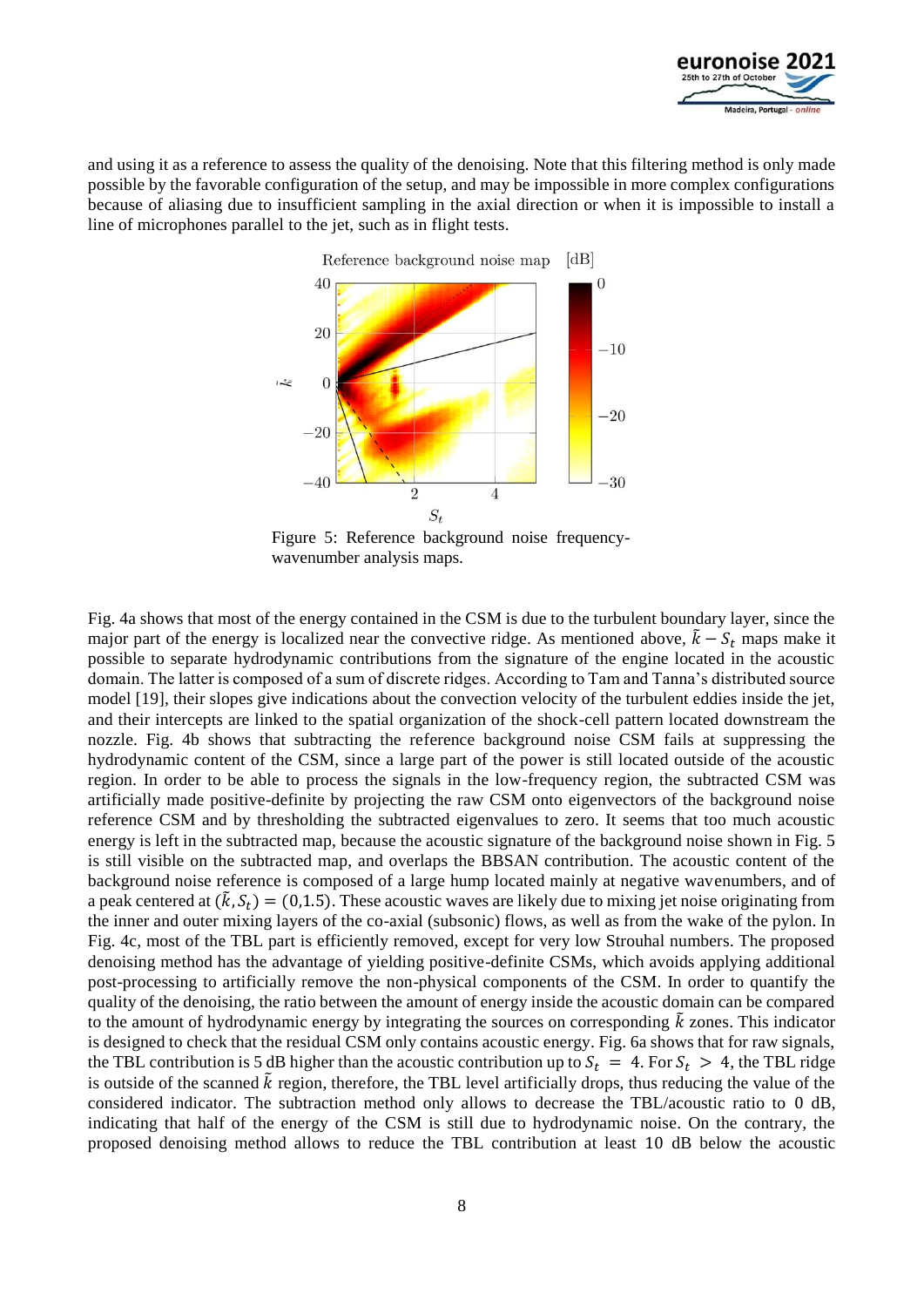and using it as a reference to assess the quality of the denoising. Note that this filtering method is only made possible by the favorable configuration of the setup, and may be impossible in more complex configurations because of aliasing due to insufficient sampling in the axial direction or when it is impossible to install a line of microphones parallel to the jet, such as in flight tests.

Figure 5: Reference background noise frequency-wavenumber analysis maps.

Fig. 4a shows that most of the energy contained in the CSM is due to the turbulent boundary layer, since the major part of the energy is localized near the convective ridge. As mentioned above, $\tilde{k} - S_t$ maps make it possible to separate hydrodynamic contributions from the signature of the engine located in the acoustic domain. The latter is composed of a sum of discrete ridges. According to Tam and Tanna's distributed source model [19], their slopes give indications about the convection velocity of the turbulent eddies inside the jet, and their intercepts are linked to the spatial organization of the shock-cell pattern located downstream the nozzle. Fig. 4b shows that subtracting the reference background noise CSM fails at suppressing the hydrodynamic content of the CSM, since a large part of the power is still located outside of the acoustic region. In order to be able to process the signals in the low-frequency region, the subtracted CSM was artificially made positive-definite by projecting the raw CSM onto eigenvectors of the background noise reference CSM and by thresholding the subtracted eigenvalues to zero. It seems that too much acoustic energy is left in the subtracted map, because the acoustic signature of the background noise shown in Fig. 5 is still visible on the subtracted map, and overlaps the BBSAN contribution. The acoustic content of the background noise reference is composed of a large hump located mainly at negative wavenumbers, and of a peak centered at $(\tilde{k}, S_t) = (0, 1.5)$. These acoustic waves are likely due to mixing jet noise originating from the inner and outer mixing layers of the co-axial (subsonic) flows, as well as from the wake of the pylon. In Fig. 4c, most of the TBL part is efficiently removed, except for very low Strouhal numbers. The proposed denoising method has the advantage of yielding positive-definite CSMs, which avoids applying additional post-processing to artificially remove the non-physical components of the CSM. In order to quantify the quality of the denoising, the ratio between the amount of energy inside the acoustic domain can be compared to the amount of hydrodynamic energy by integrating the sources on corresponding $\tilde{k}$ zones. This indicator is designed to check that the residual CSM only contains acoustic energy. Fig. 6a shows that for raw signals, the TBL contribution is 5 dB higher than the acoustic contribution up to $S_t = 4$. For $S_t > 4$, the TBL ridge is outside of the scanned $\tilde{k}$ region, therefore, the TBL level artificially drops, thus reducing the value of the considered indicator. The subtraction method only allows to decrease the TBL/acoustic ratio to 0 dB, indicating that half of the energy of the CSM is still due to hydrodynamic noise. On the contrary, the proposed denoising method allows to reduce the TBL contribution at least 10 dB below the acoustic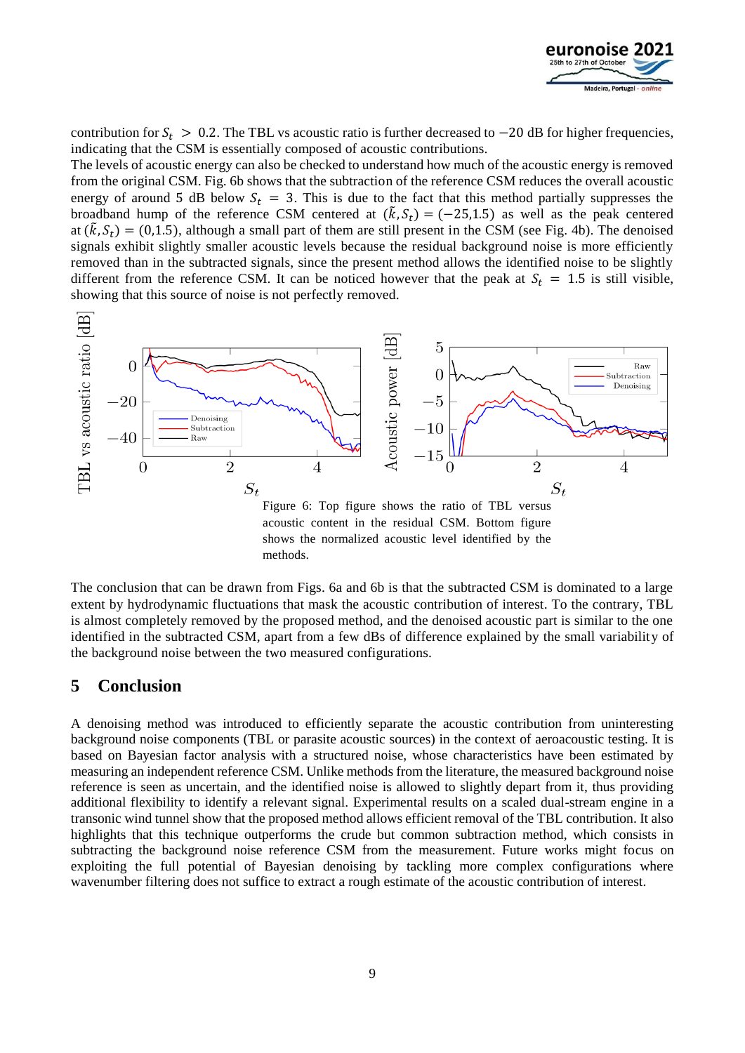contribution for $S_t > 0.2$. The TBL vs acoustic ratio is further decreased to $-20$ dB for higher frequencies, indicating that the CSM is essentially composed of acoustic contributions.

The levels of acoustic energy can also be checked to understand how much of the acoustic energy is removed from the original CSM. Fig. 6b shows that the subtraction of the reference CSM reduces the overall acoustic energy of around 5 dB below $S_t = 3$. This is due to the fact that this method partially suppresses the broadband hump of the reference CSM centered at $(\tilde{k}, S_t) = (-25{,}1.5)$ as well as the peak centered at $(\tilde{k}, S_t) = (0{,}1.5)$, although a small part of them are still present in the CSM (see Fig. 4b). The denoised signals exhibit slightly smaller acoustic levels because the residual background noise is more efficiently removed than in the subtracted signals, since the present method allows the identified noise to be slightly different from the reference CSM. It can be noticed however that the peak at $S_t = 1.5$ is still visible, showing that this source of noise is not perfectly removed.

Figure 6: Top figure shows the ratio of TBL versus acoustic content in the residual CSM. Bottom figure shows the normalized acoustic level identified by the methods.

The conclusion that can be drawn from Figs. 6a and 6b is that the subtracted CSM is dominated to a large extent by hydrodynamic fluctuations that mask the acoustic contribution of interest. To the contrary, TBL is almost completely removed by the proposed method, and the denoised acoustic part is similar to the one identified in the subtracted CSM, apart from a few dBs of difference explained by the small variability of the background noise between the two measured configurations.

## 5 Conclusion

A denoising method was introduced to efficiently separate the acoustic contribution from uninteresting background noise components (TBL or parasite acoustic sources) in the context of aeroacoustic testing. It is based on Bayesian factor analysis with a structured noise, whose characteristics have been estimated by measuring an independent reference CSM. Unlike methods from the literature, the measured background noise reference is seen as uncertain, and the identified noise is allowed to slightly depart from it, thus providing additional flexibility to identify a relevant signal. Experimental results on a scaled dual-stream engine in a transonic wind tunnel show that the proposed method allows efficient removal of the TBL contribution. It also highlights that this technique outperforms the crude but common subtraction method, which consists in subtracting the background noise reference CSM from the measurement. Future works might focus on exploiting the full potential of Bayesian denoising by tackling more complex configurations where wavenumber filtering does not suffice to extract a rough estimate of the acoustic contribution of interest.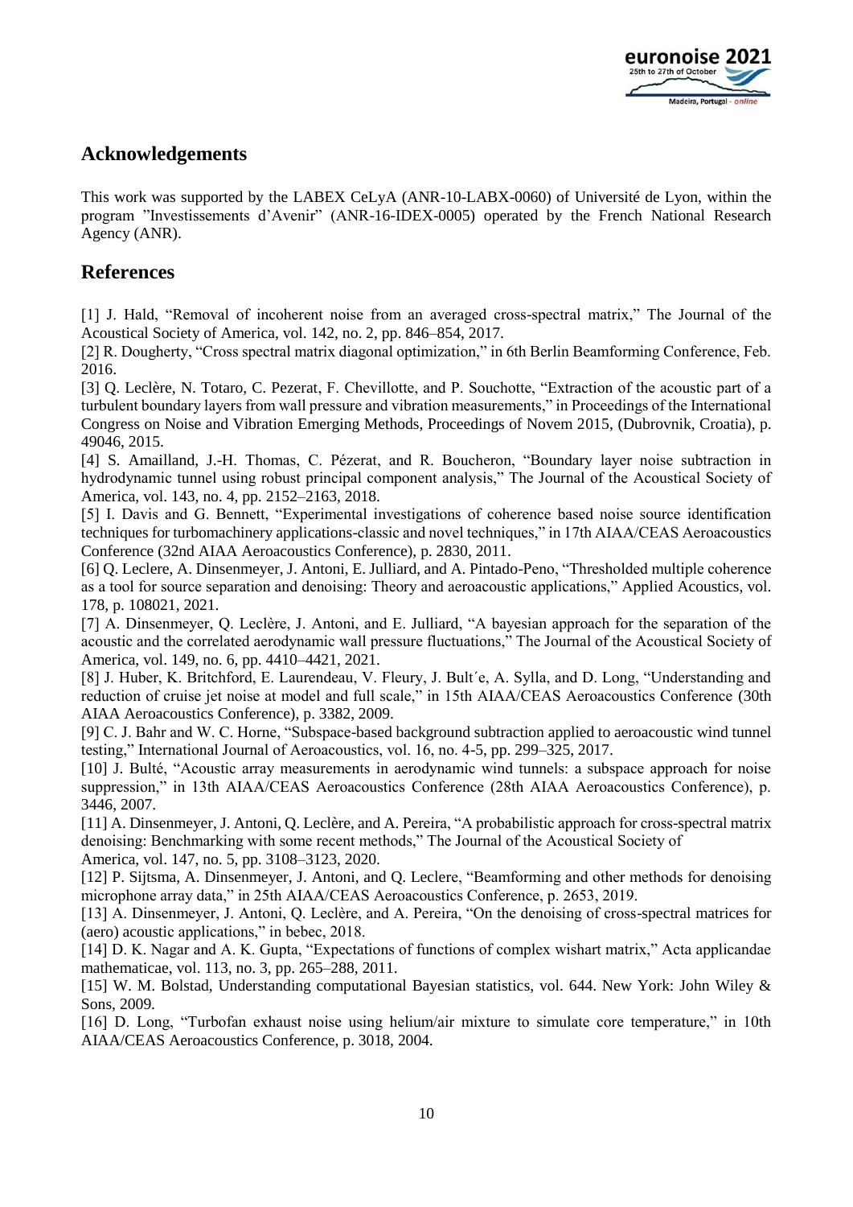## Acknowledgements

This work was supported by the LABEX CeLyA (ANR-10-LABX-0060) of Université de Lyon, within the program ”Investissements d'Avenir” (ANR-16-IDEX-0005) operated by the French National Research Agency (ANR).

## References

[1] J. Hald, "Removal of incoherent noise from an averaged cross-spectral matrix," The Journal of the Acoustical Society of America, vol. 142, no. 2, pp. 846–854, 2017.

[2] R. Dougherty, "Cross spectral matrix diagonal optimization," in 6th Berlin Beamforming Conference, Feb. 2016.

[3] Q. Leclère, N. Totaro, C. Pezerat, F. Chevillotte, and P. Souchotte, "Extraction of the acoustic part of a turbulent boundary layers from wall pressure and vibration measurements," in Proceedings of the International Congress on Noise and Vibration Emerging Methods, Proceedings of Novem 2015, (Dubrovnik, Croatia), p. 49046, 2015.

[4] S. Amailland, J.-H. Thomas, C. Pézerat, and R. Boucheron, "Boundary layer noise subtraction in hydrodynamic tunnel using robust principal component analysis," The Journal of the Acoustical Society of America, vol. 143, no. 4, pp. 2152–2163, 2018.

[5] I. Davis and G. Bennett, "Experimental investigations of coherence based noise source identification techniques for turbomachinery applications-classic and novel techniques," in 17th AIAA/CEAS Aeroacoustics Conference (32nd AIAA Aeroacoustics Conference), p. 2830, 2011.

[6] Q. Leclere, A. Dinsenmeyer, J. Antoni, E. Julliard, and A. Pintado-Peno, "Thresholded multiple coherence as a tool for source separation and denoising: Theory and aeroacoustic applications," Applied Acoustics, vol. 178, p. 108021, 2021.

[7] A. Dinsenmeyer, Q. Leclère, J. Antoni, and E. Julliard, "A bayesian approach for the separation of the acoustic and the correlated aerodynamic wall pressure fluctuations," The Journal of the Acoustical Society of America, vol. 149, no. 6, pp. 4410–4421, 2021.

[8] J. Huber, K. Britchford, E. Laurendeau, V. Fleury, J. Bult´e, A. Sylla, and D. Long, "Understanding and reduction of cruise jet noise at model and full scale," in 15th AIAA/CEAS Aeroacoustics Conference (30th AIAA Aeroacoustics Conference), p. 3382, 2009.

[9] C. J. Bahr and W. C. Horne, "Subspace-based background subtraction applied to aeroacoustic wind tunnel testing," International Journal of Aeroacoustics, vol. 16, no. 4-5, pp. 299–325, 2017.

[10] J. Bulté, "Acoustic array measurements in aerodynamic wind tunnels: a subspace approach for noise suppression," in 13th AIAA/CEAS Aeroacoustics Conference (28th AIAA Aeroacoustics Conference), p. 3446, 2007.

[11] A. Dinsenmeyer, J. Antoni, Q. Leclère, and A. Pereira, "A probabilistic approach for cross-spectral matrix denoising: Benchmarking with some recent methods," The Journal of the Acoustical Society of America, vol. 147, no. 5, pp. 3108–3123, 2020.

[12] P. Sijtsma, A. Dinsenmeyer, J. Antoni, and Q. Leclere, "Beamforming and other methods for denoising microphone array data," in 25th AIAA/CEAS Aeroacoustics Conference, p. 2653, 2019.

[13] A. Dinsenmeyer, J. Antoni, Q. Leclère, and A. Pereira, "On the denoising of cross-spectral matrices for (aero) acoustic applications," in bebec, 2018.

[14] D. K. Nagar and A. K. Gupta, "Expectations of functions of complex wishart matrix," Acta applicandae mathematicae, vol. 113, no. 3, pp. 265–288, 2011.

[15] W. M. Bolstad, Understanding computational Bayesian statistics, vol. 644. New York: John Wiley & Sons, 2009.

[16] D. Long, "Turbofan exhaust noise using helium/air mixture to simulate core temperature," in 10th AIAA/CEAS Aeroacoustics Conference, p. 3018, 2004.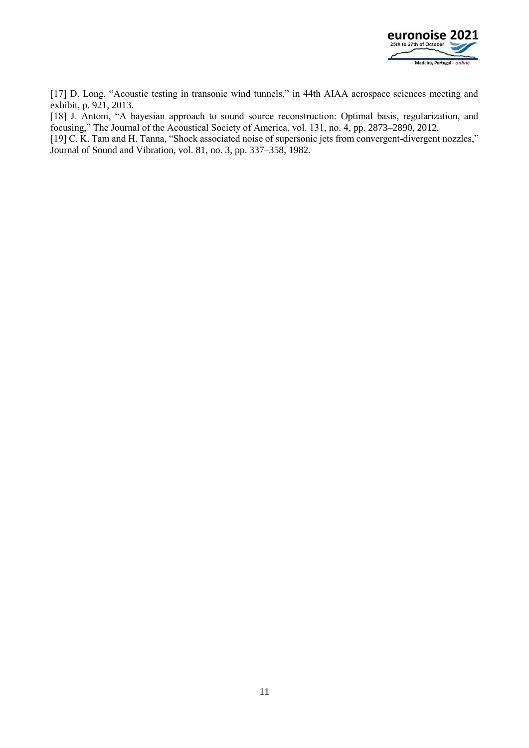[17] D. Long, "Acoustic testing in transonic wind tunnels," in 44th AIAA aerospace sciences meeting and exhibit, p. 921, 2013.

[18] J. Antoni, "A bayesian approach to sound source reconstruction: Optimal basis, regularization, and focusing," The Journal of the Acoustical Society of America, vol. 131, no. 4, pp. 2873–2890, 2012.

[19] C. K. Tam and H. Tanna, "Shock associated noise of supersonic jets from convergent-divergent nozzles," Journal of Sound and Vibration, vol. 81, no. 3, pp. 337–358, 1982.